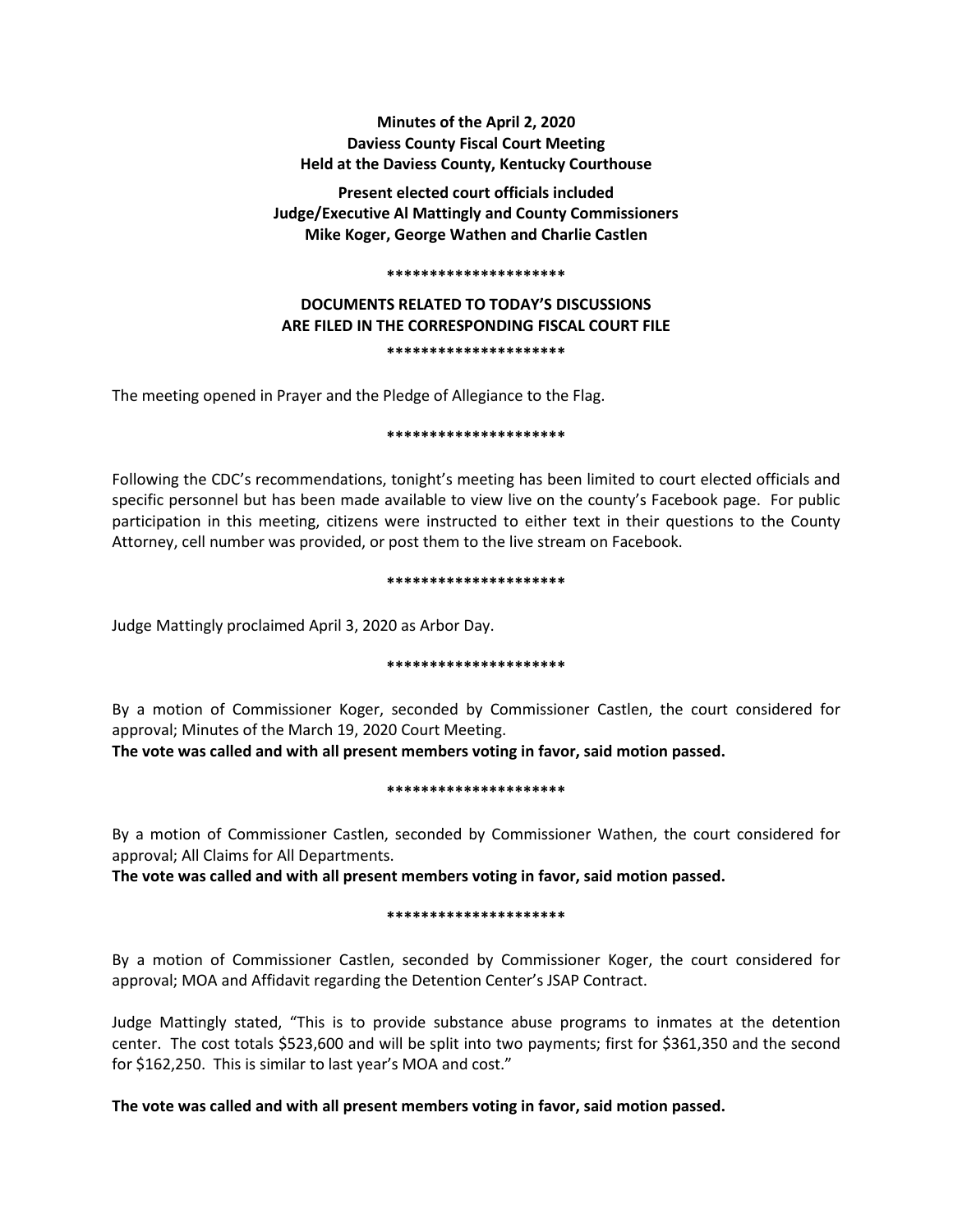**Minutes of the April 2, 2020**
**Daviess County Fiscal Court Meeting**
**Held at the Daviess County, Kentucky Courthouse**

**Present elected court officials included**
**Judge/Executive Al Mattingly and County Commissioners**
**Mike Koger, George Wathen and Charlie Castlen**

**\*\*\*\*\*\*\*\*\*\*\*\*\*\*\*\*\*\*\*\*\***

**DOCUMENTS RELATED TO TODAY'S DISCUSSIONS ARE FILED IN THE CORRESPONDING FISCAL COURT FILE**

**\*\*\*\*\*\*\*\*\*\*\*\*\*\*\*\*\*\*\*\*\***

The meeting opened in Prayer and the Pledge of Allegiance to the Flag.

**\*\*\*\*\*\*\*\*\*\*\*\*\*\*\*\*\*\*\*\*\***

Following the CDC's recommendations, tonight's meeting has been limited to court elected officials and specific personnel but has been made available to view live on the county's Facebook page. For public participation in this meeting, citizens were instructed to either text in their questions to the County Attorney, cell number was provided, or post them to the live stream on Facebook.

**\*\*\*\*\*\*\*\*\*\*\*\*\*\*\*\*\*\*\*\*\***

Judge Mattingly proclaimed April 3, 2020 as Arbor Day.

**\*\*\*\*\*\*\*\*\*\*\*\*\*\*\*\*\*\*\*\*\***

By a motion of Commissioner Koger, seconded by Commissioner Castlen, the court considered for approval; Minutes of the March 19, 2020 Court Meeting.

**The vote was called and with all present members voting in favor, said motion passed.**

**\*\*\*\*\*\*\*\*\*\*\*\*\*\*\*\*\*\*\*\*\***

By a motion of Commissioner Castlen, seconded by Commissioner Wathen, the court considered for approval; All Claims for All Departments.

**The vote was called and with all present members voting in favor, said motion passed.**

**\*\*\*\*\*\*\*\*\*\*\*\*\*\*\*\*\*\*\*\*\***

By a motion of Commissioner Castlen, seconded by Commissioner Koger, the court considered for approval; MOA and Affidavit regarding the Detention Center's JSAP Contract.

Judge Mattingly stated, "This is to provide substance abuse programs to inmates at the detention center. The cost totals $523,600 and will be split into two payments; first for $361,350 and the second for $162,250. This is similar to last year's MOA and cost."

**The vote was called and with all present members voting in favor, said motion passed.**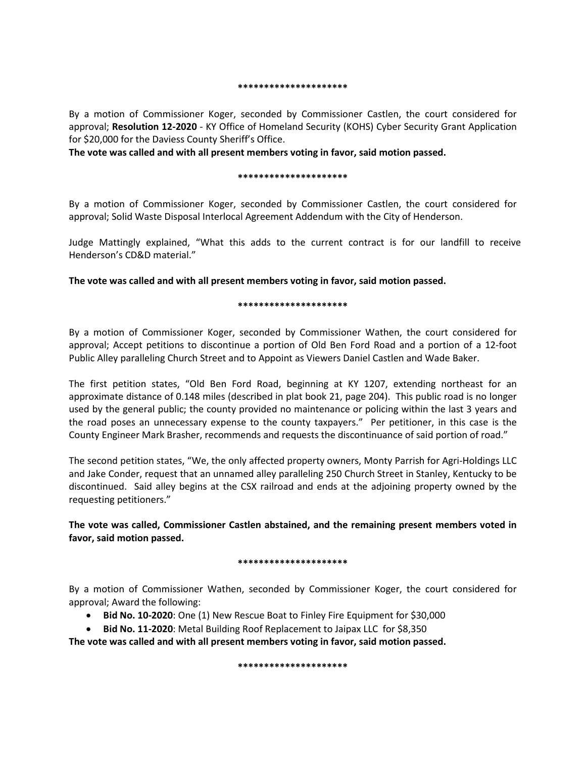*********************

By a motion of Commissioner Koger, seconded by Commissioner Castlen, the court considered for approval; **Resolution 12-2020** - KY Office of Homeland Security (KOHS) Cyber Security Grant Application for $20,000 for the Daviess County Sheriff's Office.

**The vote was called and with all present members voting in favor, said motion passed.**

*********************

By a motion of Commissioner Koger, seconded by Commissioner Castlen, the court considered for approval; Solid Waste Disposal Interlocal Agreement Addendum with the City of Henderson.

Judge Mattingly explained, "What this adds to the current contract is for our landfill to receive Henderson's CD&D material."

**The vote was called and with all present members voting in favor, said motion passed.**

*********************

By a motion of Commissioner Koger, seconded by Commissioner Wathen, the court considered for approval; Accept petitions to discontinue a portion of Old Ben Ford Road and a portion of a 12-foot Public Alley paralleling Church Street and to Appoint as Viewers Daniel Castlen and Wade Baker.

The first petition states, "Old Ben Ford Road, beginning at KY 1207, extending northeast for an approximate distance of 0.148 miles (described in plat book 21, page 204). This public road is no longer used by the general public; the county provided no maintenance or policing within the last 3 years and the road poses an unnecessary expense to the county taxpayers." Per petitioner, in this case is the County Engineer Mark Brasher, recommends and requests the discontinuance of said portion of road."

The second petition states, "We, the only affected property owners, Monty Parrish for Agri-Holdings LLC and Jake Conder, request that an unnamed alley paralleling 250 Church Street in Stanley, Kentucky to be discontinued. Said alley begins at the CSX railroad and ends at the adjoining property owned by the requesting petitioners."

**The vote was called, Commissioner Castlen abstained, and the remaining present members voted in favor, said motion passed.**

*********************

By a motion of Commissioner Wathen, seconded by Commissioner Koger, the court considered for approval; Award the following:

- **Bid No. 10-2020**: One (1) New Rescue Boat to Finley Fire Equipment for $30,000
- **Bid No. 11-2020**: Metal Building Roof Replacement to Jaipax LLC for $8,350

**The vote was called and with all present members voting in favor, said motion passed.**

*********************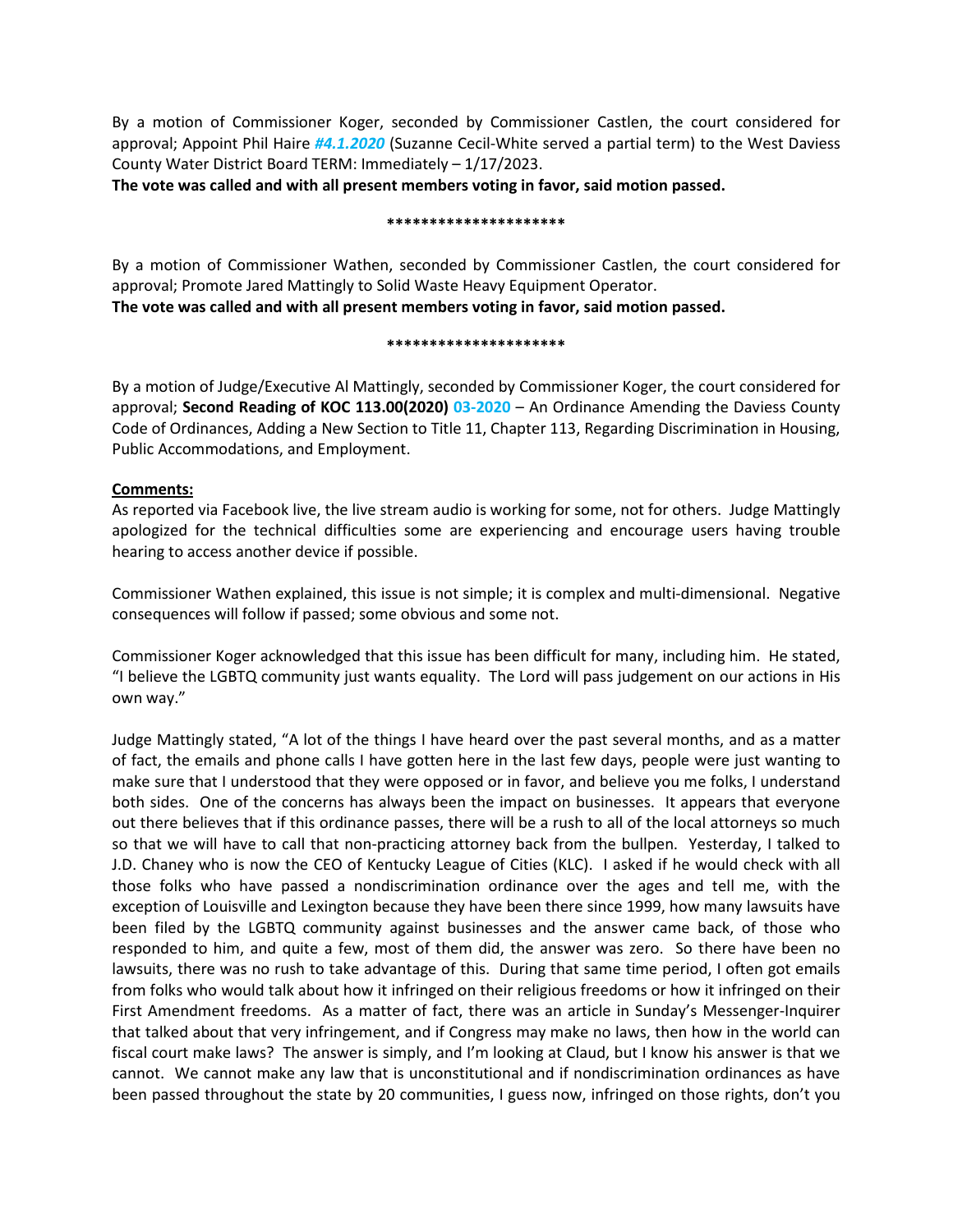By a motion of Commissioner Koger, seconded by Commissioner Castlen, the court considered for approval; Appoint Phil Haire ***#4.1.2020*** (Suzanne Cecil-White served a partial term) to the West Daviess County Water District Board TERM: Immediately – 1/17/2023.

**The vote was called and with all present members voting in favor, said motion passed.**

**********************

By a motion of Commissioner Wathen, seconded by Commissioner Castlen, the court considered for approval; Promote Jared Mattingly to Solid Waste Heavy Equipment Operator.

**The vote was called and with all present members voting in favor, said motion passed.**

**********************

By a motion of Judge/Executive Al Mattingly, seconded by Commissioner Koger, the court considered for approval; **Second Reading of KOC 113.00(2020)** **03-2020** – An Ordinance Amending the Daviess County Code of Ordinances, Adding a New Section to Title 11, Chapter 113, Regarding Discrimination in Housing, Public Accommodations, and Employment.

**Comments:**

As reported via Facebook live, the live stream audio is working for some, not for others. Judge Mattingly apologized for the technical difficulties some are experiencing and encourage users having trouble hearing to access another device if possible.

Commissioner Wathen explained, this issue is not simple; it is complex and multi-dimensional. Negative consequences will follow if passed; some obvious and some not.

Commissioner Koger acknowledged that this issue has been difficult for many, including him. He stated, "I believe the LGBTQ community just wants equality. The Lord will pass judgement on our actions in His own way."

Judge Mattingly stated, "A lot of the things I have heard over the past several months, and as a matter of fact, the emails and phone calls I have gotten here in the last few days, people were just wanting to make sure that I understood that they were opposed or in favor, and believe you me folks, I understand both sides. One of the concerns has always been the impact on businesses. It appears that everyone out there believes that if this ordinance passes, there will be a rush to all of the local attorneys so much so that we will have to call that non-practicing attorney back from the bullpen. Yesterday, I talked to J.D. Chaney who is now the CEO of Kentucky League of Cities (KLC). I asked if he would check with all those folks who have passed a nondiscrimination ordinance over the ages and tell me, with the exception of Louisville and Lexington because they have been there since 1999, how many lawsuits have been filed by the LGBTQ community against businesses and the answer came back, of those who responded to him, and quite a few, most of them did, the answer was zero. So there have been no lawsuits, there was no rush to take advantage of this. During that same time period, I often got emails from folks who would talk about how it infringed on their religious freedoms or how it infringed on their First Amendment freedoms. As a matter of fact, there was an article in Sunday's Messenger-Inquirer that talked about that very infringement, and if Congress may make no laws, then how in the world can fiscal court make laws? The answer is simply, and I'm looking at Claud, but I know his answer is that we cannot. We cannot make any law that is unconstitutional and if nondiscrimination ordinances as have been passed throughout the state by 20 communities, I guess now, infringed on those rights, don't you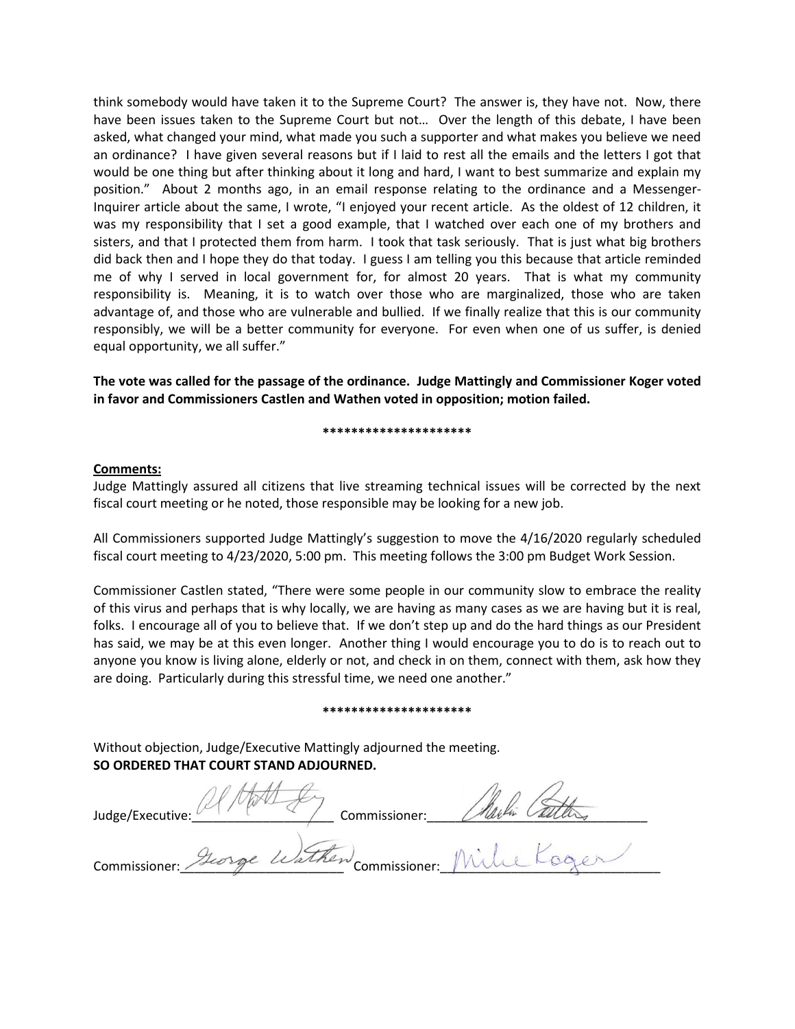think somebody would have taken it to the Supreme Court? The answer is, they have not. Now, there have been issues taken to the Supreme Court but not… Over the length of this debate, I have been asked, what changed your mind, what made you such a supporter and what makes you believe we need an ordinance? I have given several reasons but if I laid to rest all the emails and the letters I got that would be one thing but after thinking about it long and hard, I want to best summarize and explain my position." About 2 months ago, in an email response relating to the ordinance and a Messenger-Inquirer article about the same, I wrote, "I enjoyed your recent article. As the oldest of 12 children, it was my responsibility that I set a good example, that I watched over each one of my brothers and sisters, and that I protected them from harm. I took that task seriously. That is just what big brothers did back then and I hope they do that today. I guess I am telling you this because that article reminded me of why I served in local government for, for almost 20 years. That is what my community responsibility is. Meaning, it is to watch over those who are marginalized, those who are taken advantage of, and those who are vulnerable and bullied. If we finally realize that this is our community responsibly, we will be a better community for everyone. For even when one of us suffer, is denied equal opportunity, we all suffer."

**The vote was called for the passage of the ordinance. Judge Mattingly and Commissioner Koger voted in favor and Commissioners Castlen and Wathen voted in opposition; motion failed.**

**********************

**Comments:**

Judge Mattingly assured all citizens that live streaming technical issues will be corrected by the next fiscal court meeting or he noted, those responsible may be looking for a new job.

All Commissioners supported Judge Mattingly's suggestion to move the 4/16/2020 regularly scheduled fiscal court meeting to 4/23/2020, 5:00 pm. This meeting follows the 3:00 pm Budget Work Session.

Commissioner Castlen stated, "There were some people in our community slow to embrace the reality of this virus and perhaps that is why locally, we are having as many cases as we are having but it is real, folks. I encourage all of you to believe that. If we don't step up and do the hard things as our President has said, we may be at this even longer. Another thing I would encourage you to do is to reach out to anyone you know is living alone, elderly or not, and check in on them, connect with them, ask how they are doing. Particularly during this stressful time, we need one another."

**********************

Without objection, Judge/Executive Mattingly adjourned the meeting.
**SO ORDERED THAT COURT STAND ADJOURNED.**

Judge/Executive: Al Mattingly Commissioner: Charlie Castlen

Commissioner: George Wathen Commissioner: Mike Koger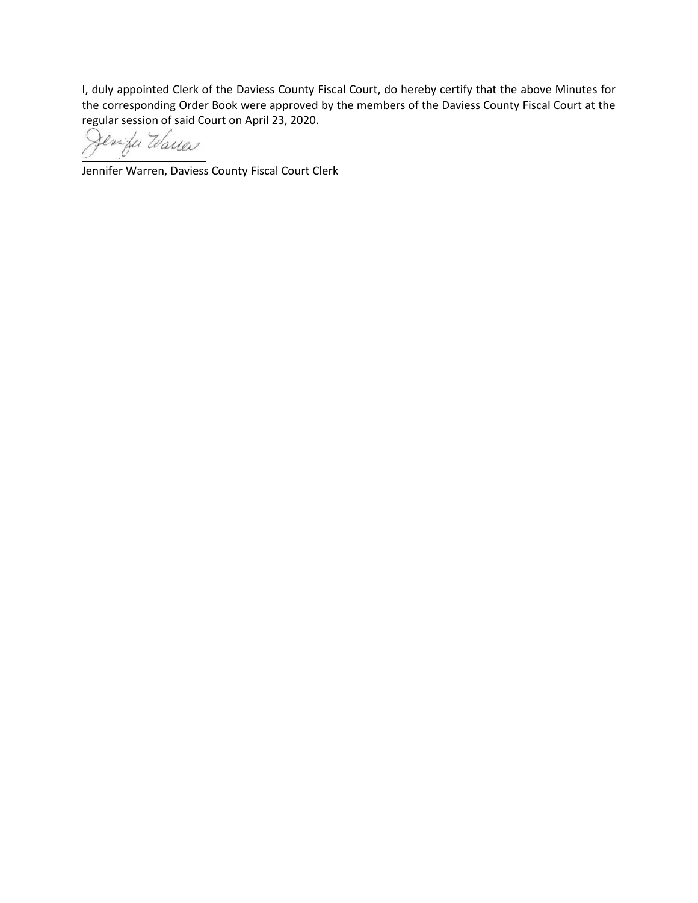I, duly appointed Clerk of the Daviess County Fiscal Court, do hereby certify that the above Minutes for the corresponding Order Book were approved by the members of the Daviess County Fiscal Court at the regular session of said Court on April 23, 2020.

Jennifer Warren

Jennifer Warren, Daviess County Fiscal Court Clerk